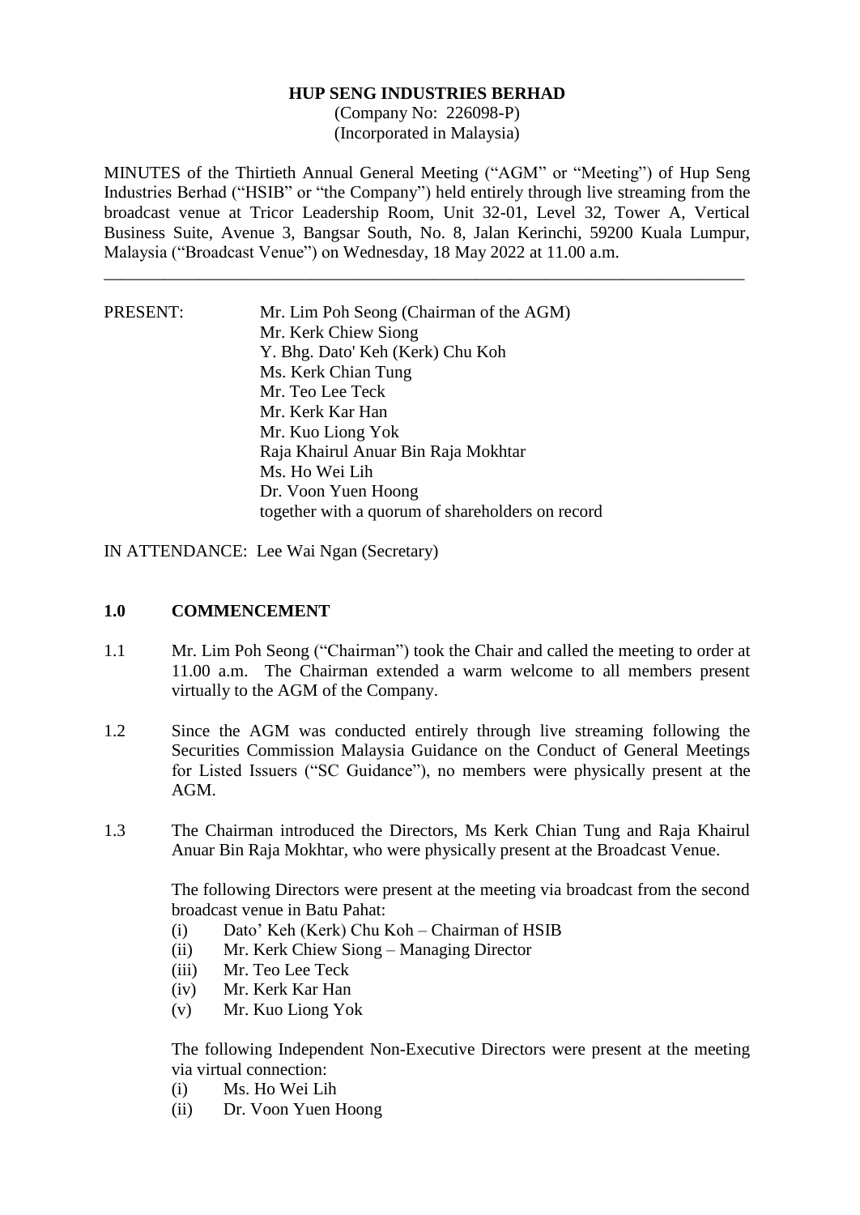**HUP SENG INDUSTRIES BERHAD**
(Company No: 226098-P)
(Incorporated in Malaysia)

MINUTES of the Thirtieth Annual General Meeting ("AGM" or "Meeting") of Hup Seng Industries Berhad ("HSIB" or "the Company") held entirely through live streaming from the broadcast venue at Tricor Leadership Room, Unit 32-01, Level 32, Tower A, Vertical Business Suite, Avenue 3, Bangsar South, No. 8, Jalan Kerinchi, 59200 Kuala Lumpur, Malaysia ("Broadcast Venue") on Wednesday, 18 May 2022 at 11.00 a.m.

---

PRESENT:
Mr. Lim Poh Seong (Chairman of the AGM)
Mr. Kerk Chiew Siong
Y. Bhg. Dato' Keh (Kerk) Chu Koh
Ms. Kerk Chian Tung
Mr. Teo Lee Teck
Mr. Kerk Kar Han
Mr. Kuo Liong Yok
Raja Khairul Anuar Bin Raja Mokhtar
Ms. Ho Wei Lih
Dr. Voon Yuen Hoong
together with a quorum of shareholders on record

IN ATTENDANCE: Lee Wai Ngan (Secretary)

## 1.0 COMMENCEMENT

1.1 Mr. Lim Poh Seong ("Chairman") took the Chair and called the meeting to order at 11.00 a.m. The Chairman extended a warm welcome to all members present virtually to the AGM of the Company.

1.2 Since the AGM was conducted entirely through live streaming following the Securities Commission Malaysia Guidance on the Conduct of General Meetings for Listed Issuers ("SC Guidance"), no members were physically present at the AGM.

1.3 The Chairman introduced the Directors, Ms Kerk Chian Tung and Raja Khairul Anuar Bin Raja Mokhtar, who were physically present at the Broadcast Venue.

The following Directors were present at the meeting via broadcast from the second broadcast venue in Batu Pahat:

(i) Dato' Keh (Kerk) Chu Koh – Chairman of HSIB
(ii) Mr. Kerk Chiew Siong – Managing Director
(iii) Mr. Teo Lee Teck
(iv) Mr. Kerk Kar Han
(v) Mr. Kuo Liong Yok

The following Independent Non-Executive Directors were present at the meeting via virtual connection:

(i) Ms. Ho Wei Lih
(ii) Dr. Voon Yuen Hoong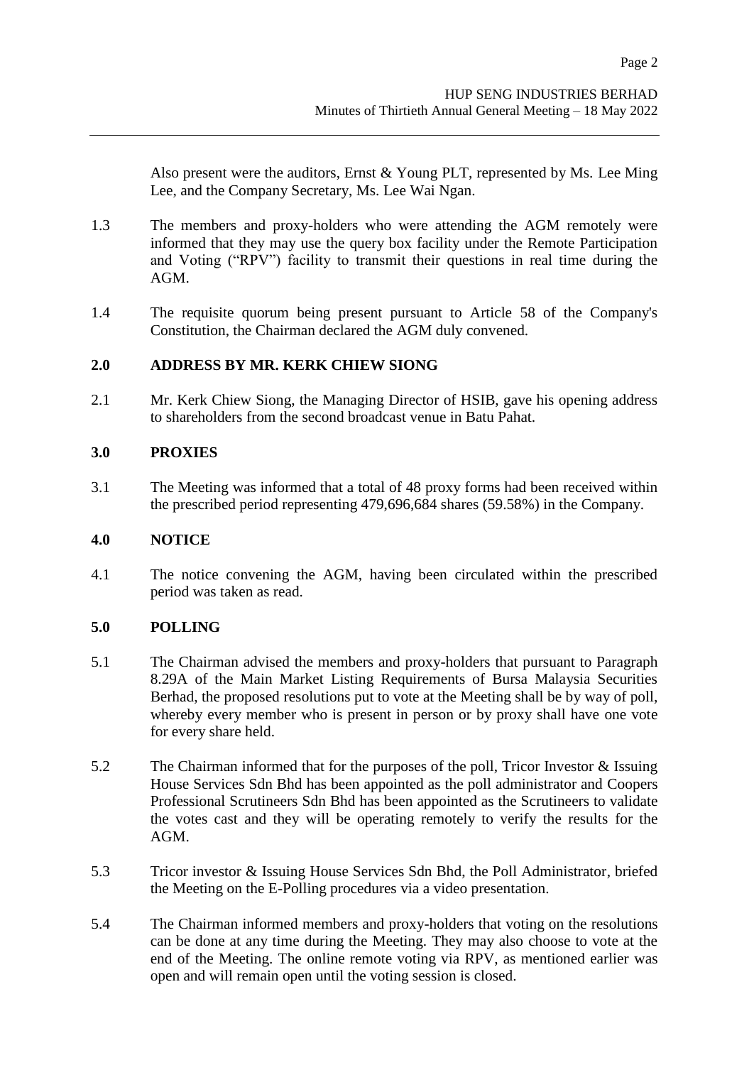Also present were the auditors, Ernst & Young PLT, represented by Ms. Lee Ming Lee, and the Company Secretary, Ms. Lee Wai Ngan.

1.3 The members and proxy-holders who were attending the AGM remotely were informed that they may use the query box facility under the Remote Participation and Voting ("RPV") facility to transmit their questions in real time during the AGM.

1.4 The requisite quorum being present pursuant to Article 58 of the Company's Constitution, the Chairman declared the AGM duly convened.

## 2.0 ADDRESS BY MR. KERK CHIEW SIONG

2.1 Mr. Kerk Chiew Siong, the Managing Director of HSIB, gave his opening address to shareholders from the second broadcast venue in Batu Pahat.

## 3.0 PROXIES

3.1 The Meeting was informed that a total of 48 proxy forms had been received within the prescribed period representing 479,696,684 shares (59.58%) in the Company.

## 4.0 NOTICE

4.1 The notice convening the AGM, having been circulated within the prescribed period was taken as read.

## 5.0 POLLING

5.1 The Chairman advised the members and proxy-holders that pursuant to Paragraph 8.29A of the Main Market Listing Requirements of Bursa Malaysia Securities Berhad, the proposed resolutions put to vote at the Meeting shall be by way of poll, whereby every member who is present in person or by proxy shall have one vote for every share held.

5.2 The Chairman informed that for the purposes of the poll, Tricor Investor & Issuing House Services Sdn Bhd has been appointed as the poll administrator and Coopers Professional Scrutineers Sdn Bhd has been appointed as the Scrutineers to validate the votes cast and they will be operating remotely to verify the results for the AGM.

5.3 Tricor investor & Issuing House Services Sdn Bhd, the Poll Administrator, briefed the Meeting on the E-Polling procedures via a video presentation.

5.4 The Chairman informed members and proxy-holders that voting on the resolutions can be done at any time during the Meeting. They may also choose to vote at the end of the Meeting. The online remote voting via RPV, as mentioned earlier was open and will remain open until the voting session is closed.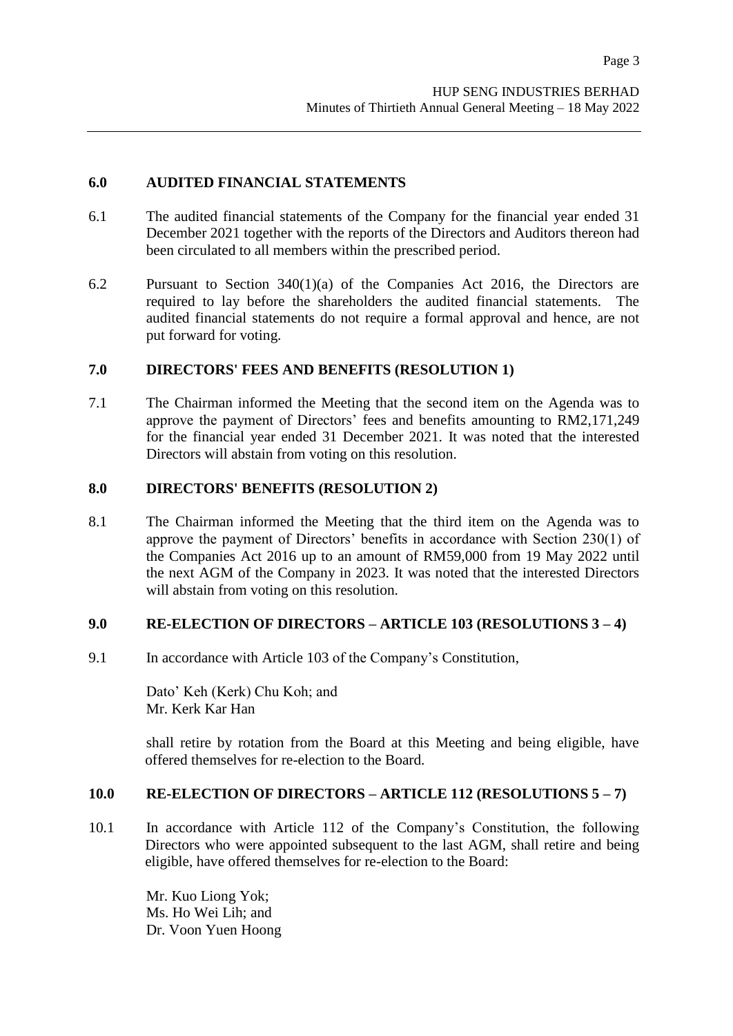## 6.0 AUDITED FINANCIAL STATEMENTS

6.1 The audited financial statements of the Company for the financial year ended 31 December 2021 together with the reports of the Directors and Auditors thereon had been circulated to all members within the prescribed period.

6.2 Pursuant to Section 340(1)(a) of the Companies Act 2016, the Directors are required to lay before the shareholders the audited financial statements. The audited financial statements do not require a formal approval and hence, are not put forward for voting.

## 7.0 DIRECTORS' FEES AND BENEFITS (RESOLUTION 1)

7.1 The Chairman informed the Meeting that the second item on the Agenda was to approve the payment of Directors' fees and benefits amounting to RM2,171,249 for the financial year ended 31 December 2021. It was noted that the interested Directors will abstain from voting on this resolution.

## 8.0 DIRECTORS' BENEFITS (RESOLUTION 2)

8.1 The Chairman informed the Meeting that the third item on the Agenda was to approve the payment of Directors' benefits in accordance with Section 230(1) of the Companies Act 2016 up to an amount of RM59,000 from 19 May 2022 until the next AGM of the Company in 2023. It was noted that the interested Directors will abstain from voting on this resolution.

## 9.0 RE-ELECTION OF DIRECTORS – ARTICLE 103 (RESOLUTIONS 3 – 4)

9.1 In accordance with Article 103 of the Company's Constitution,

Dato' Keh (Kerk) Chu Koh; and
Mr. Kerk Kar Han

shall retire by rotation from the Board at this Meeting and being eligible, have offered themselves for re-election to the Board.

## 10.0 RE-ELECTION OF DIRECTORS – ARTICLE 112 (RESOLUTIONS 5 – 7)

10.1 In accordance with Article 112 of the Company's Constitution, the following Directors who were appointed subsequent to the last AGM, shall retire and being eligible, have offered themselves for re-election to the Board:

Mr. Kuo Liong Yok;
Ms. Ho Wei Lih; and
Dr. Voon Yuen Hoong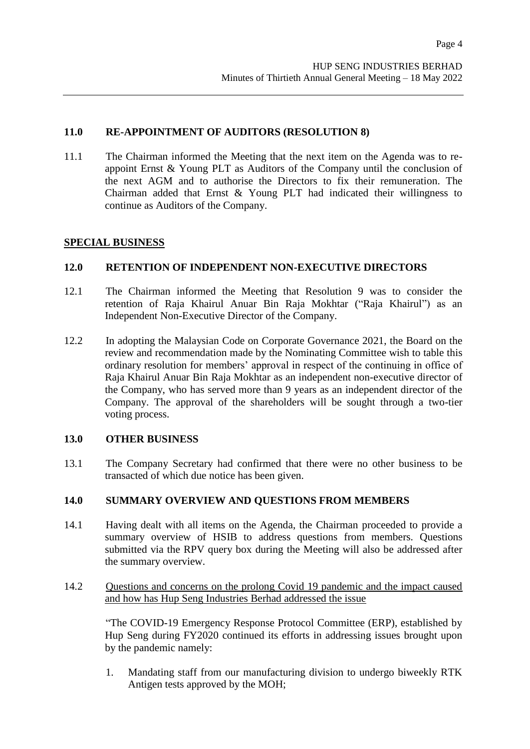## 11.0 RE-APPOINTMENT OF AUDITORS (RESOLUTION 8)

11.1 The Chairman informed the Meeting that the next item on the Agenda was to re-appoint Ernst & Young PLT as Auditors of the Company until the conclusion of the next AGM and to authorise the Directors to fix their remuneration. The Chairman added that Ernst & Young PLT had indicated their willingness to continue as Auditors of the Company.

## SPECIAL BUSINESS

## 12.0 RETENTION OF INDEPENDENT NON-EXECUTIVE DIRECTORS

12.1 The Chairman informed the Meeting that Resolution 9 was to consider the retention of Raja Khairul Anuar Bin Raja Mokhtar ("Raja Khairul") as an Independent Non-Executive Director of the Company.

12.2 In adopting the Malaysian Code on Corporate Governance 2021, the Board on the review and recommendation made by the Nominating Committee wish to table this ordinary resolution for members' approval in respect of the continuing in office of Raja Khairul Anuar Bin Raja Mokhtar as an independent non-executive director of the Company, who has served more than 9 years as an independent director of the Company. The approval of the shareholders will be sought through a two-tier voting process.

## 13.0 OTHER BUSINESS

13.1 The Company Secretary had confirmed that there were no other business to be transacted of which due notice has been given.

## 14.0 SUMMARY OVERVIEW AND QUESTIONS FROM MEMBERS

14.1 Having dealt with all items on the Agenda, the Chairman proceeded to provide a summary overview of HSIB to address questions from members. Questions submitted via the RPV query box during the Meeting will also be addressed after the summary overview.

14.2 <u>Questions and concerns on the prolong Covid 19 pandemic and the impact caused and how has Hup Seng Industries Berhad addressed the issue</u>

"The COVID-19 Emergency Response Protocol Committee (ERP), established by Hup Seng during FY2020 continued its efforts in addressing issues brought upon by the pandemic namely:

1. Mandating staff from our manufacturing division to undergo biweekly RTK Antigen tests approved by the MOH;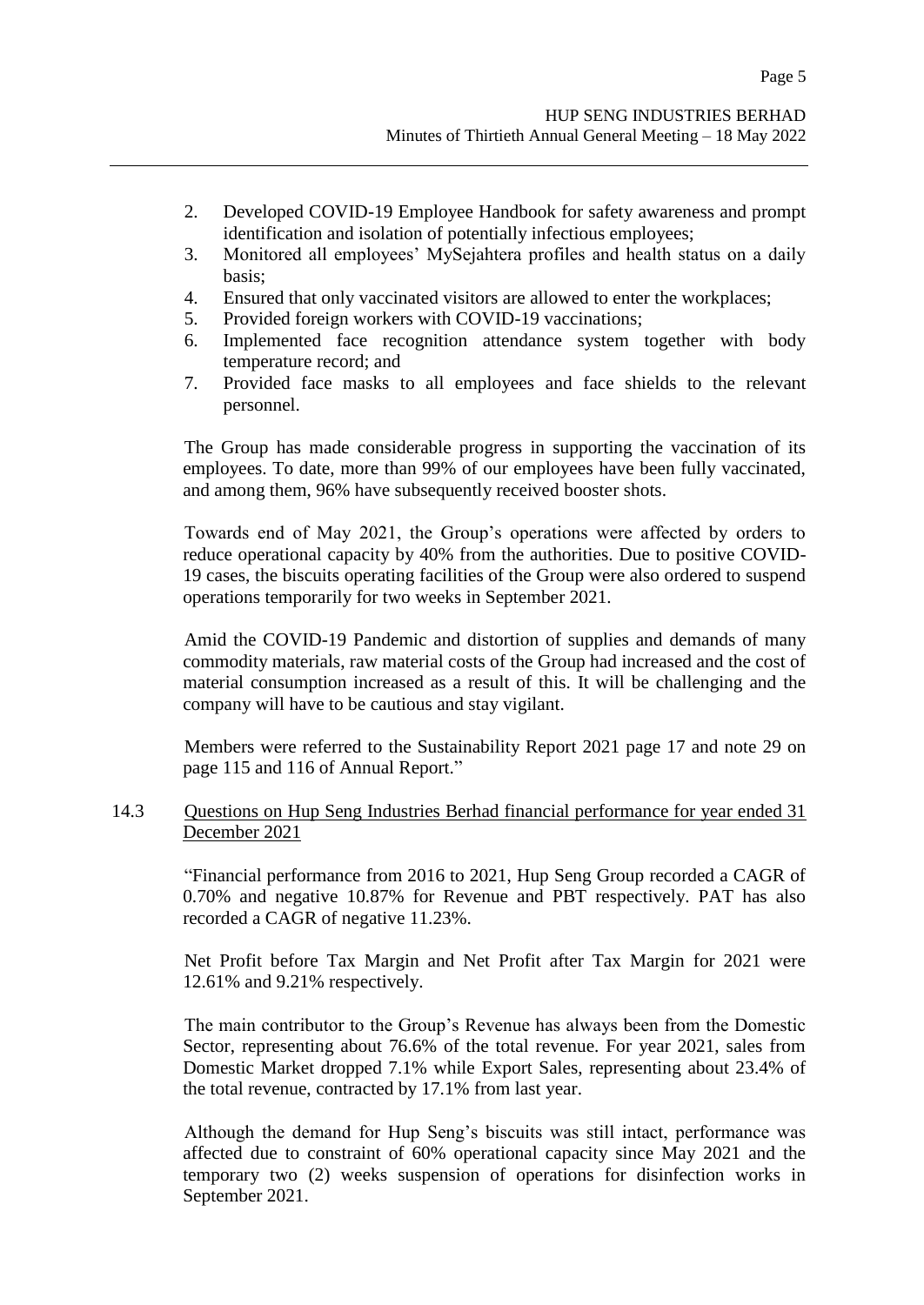2. Developed COVID-19 Employee Handbook for safety awareness and prompt identification and isolation of potentially infectious employees;
3. Monitored all employees' MySejahtera profiles and health status on a daily basis;
4. Ensured that only vaccinated visitors are allowed to enter the workplaces;
5. Provided foreign workers with COVID-19 vaccinations;
6. Implemented face recognition attendance system together with body temperature record; and
7. Provided face masks to all employees and face shields to the relevant personnel.

The Group has made considerable progress in supporting the vaccination of its employees. To date, more than 99% of our employees have been fully vaccinated, and among them, 96% have subsequently received booster shots.

Towards end of May 2021, the Group's operations were affected by orders to reduce operational capacity by 40% from the authorities. Due to positive COVID-19 cases, the biscuits operating facilities of the Group were also ordered to suspend operations temporarily for two weeks in September 2021.

Amid the COVID-19 Pandemic and distortion of supplies and demands of many commodity materials, raw material costs of the Group had increased and the cost of material consumption increased as a result of this. It will be challenging and the company will have to be cautious and stay vigilant.

Members were referred to the Sustainability Report 2021 page 17 and note 29 on page 115 and 116 of Annual Report."

14.3 Questions on Hup Seng Industries Berhad financial performance for year ended 31 December 2021

"Financial performance from 2016 to 2021, Hup Seng Group recorded a CAGR of 0.70% and negative 10.87% for Revenue and PBT respectively. PAT has also recorded a CAGR of negative 11.23%.

Net Profit before Tax Margin and Net Profit after Tax Margin for 2021 were 12.61% and 9.21% respectively.

The main contributor to the Group's Revenue has always been from the Domestic Sector, representing about 76.6% of the total revenue. For year 2021, sales from Domestic Market dropped 7.1% while Export Sales, representing about 23.4% of the total revenue, contracted by 17.1% from last year.

Although the demand for Hup Seng's biscuits was still intact, performance was affected due to constraint of 60% operational capacity since May 2021 and the temporary two (2) weeks suspension of operations for disinfection works in September 2021.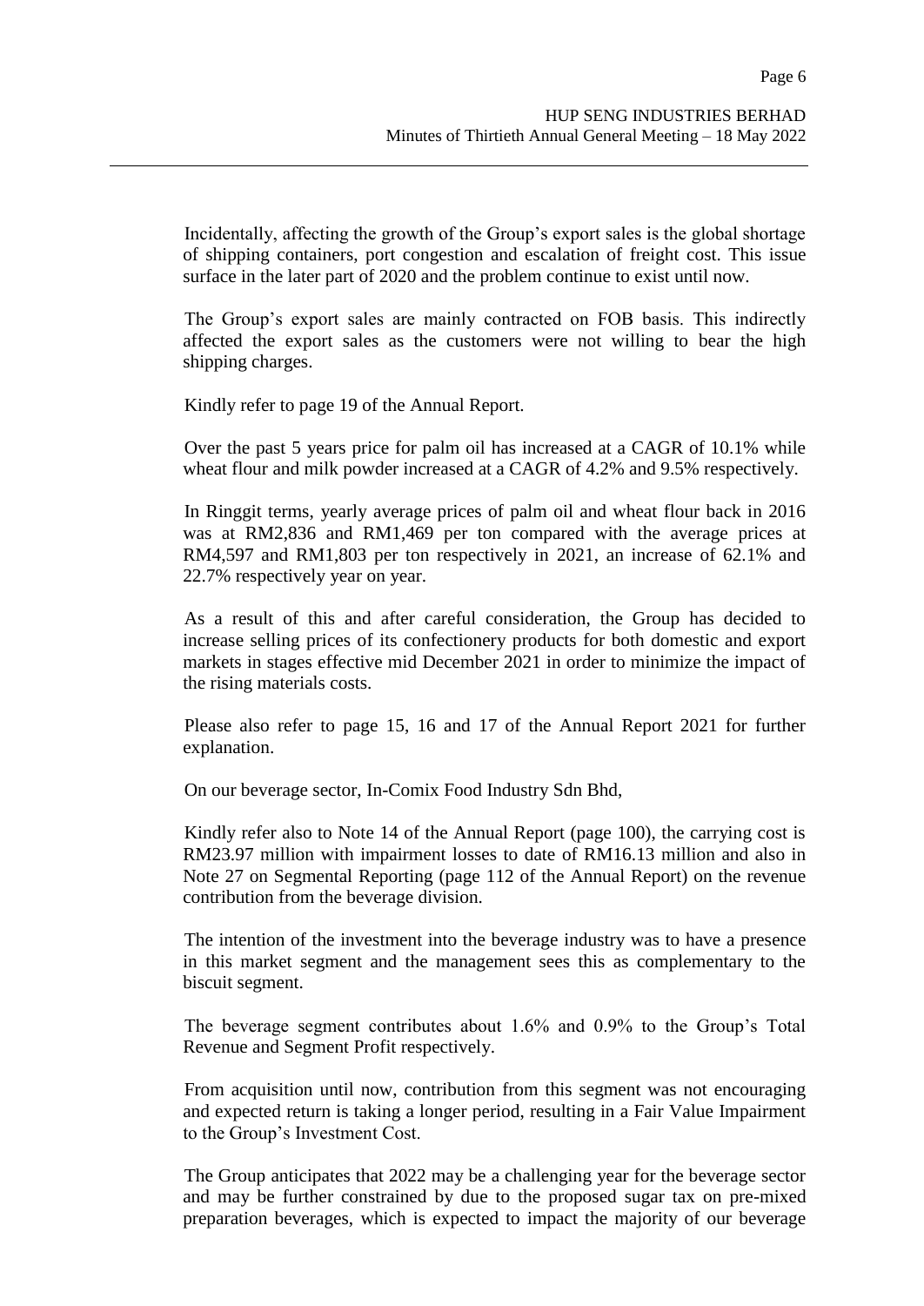Incidentally, affecting the growth of the Group's export sales is the global shortage of shipping containers, port congestion and escalation of freight cost. This issue surface in the later part of 2020 and the problem continue to exist until now.

The Group's export sales are mainly contracted on FOB basis. This indirectly affected the export sales as the customers were not willing to bear the high shipping charges.

Kindly refer to page 19 of the Annual Report.

Over the past 5 years price for palm oil has increased at a CAGR of 10.1% while wheat flour and milk powder increased at a CAGR of 4.2% and 9.5% respectively.

In Ringgit terms, yearly average prices of palm oil and wheat flour back in 2016 was at RM2,836 and RM1,469 per ton compared with the average prices at RM4,597 and RM1,803 per ton respectively in 2021, an increase of 62.1% and 22.7% respectively year on year.

As a result of this and after careful consideration, the Group has decided to increase selling prices of its confectionery products for both domestic and export markets in stages effective mid December 2021 in order to minimize the impact of the rising materials costs.

Please also refer to page 15, 16 and 17 of the Annual Report 2021 for further explanation.

On our beverage sector, In-Comix Food Industry Sdn Bhd,

Kindly refer also to Note 14 of the Annual Report (page 100), the carrying cost is RM23.97 million with impairment losses to date of RM16.13 million and also in Note 27 on Segmental Reporting (page 112 of the Annual Report) on the revenue contribution from the beverage division.

The intention of the investment into the beverage industry was to have a presence in this market segment and the management sees this as complementary to the biscuit segment.

The beverage segment contributes about 1.6% and 0.9% to the Group's Total Revenue and Segment Profit respectively.

From acquisition until now, contribution from this segment was not encouraging and expected return is taking a longer period, resulting in a Fair Value Impairment to the Group's Investment Cost.

The Group anticipates that 2022 may be a challenging year for the beverage sector and may be further constrained by due to the proposed sugar tax on pre-mixed preparation beverages, which is expected to impact the majority of our beverage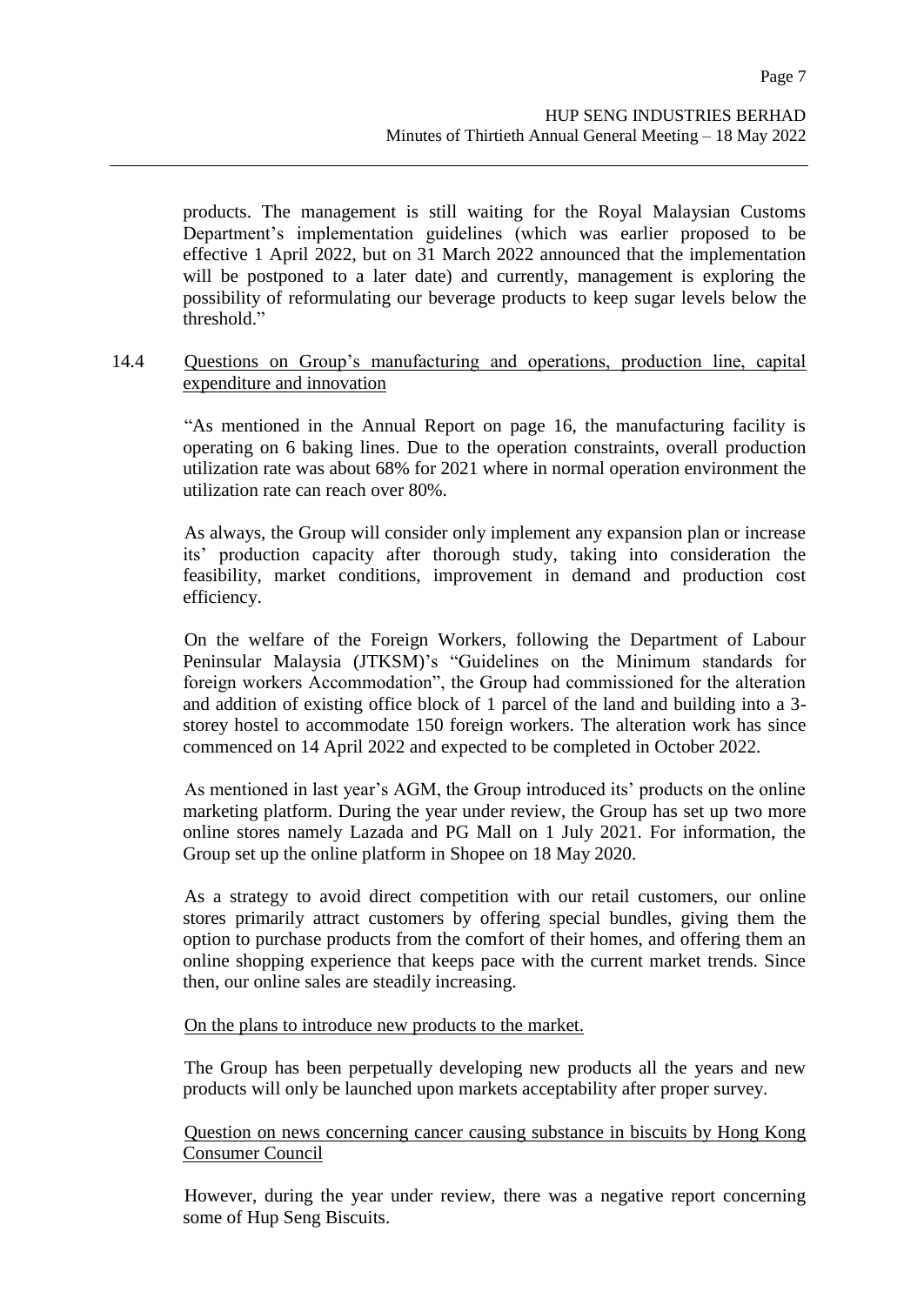products. The management is still waiting for the Royal Malaysian Customs Department's implementation guidelines (which was earlier proposed to be effective 1 April 2022, but on 31 March 2022 announced that the implementation will be postponed to a later date) and currently, management is exploring the possibility of reformulating our beverage products to keep sugar levels below the threshold."

14.4 Questions on Group's manufacturing and operations, production line, capital expenditure and innovation

"As mentioned in the Annual Report on page 16, the manufacturing facility is operating on 6 baking lines. Due to the operation constraints, overall production utilization rate was about 68% for 2021 where in normal operation environment the utilization rate can reach over 80%.

As always, the Group will consider only implement any expansion plan or increase its' production capacity after thorough study, taking into consideration the feasibility, market conditions, improvement in demand and production cost efficiency.

On the welfare of the Foreign Workers, following the Department of Labour Peninsular Malaysia (JTKSM)'s "Guidelines on the Minimum standards for foreign workers Accommodation", the Group had commissioned for the alteration and addition of existing office block of 1 parcel of the land and building into a 3-storey hostel to accommodate 150 foreign workers. The alteration work has since commenced on 14 April 2022 and expected to be completed in October 2022.

As mentioned in last year's AGM, the Group introduced its' products on the online marketing platform. During the year under review, the Group has set up two more online stores namely Lazada and PG Mall on 1 July 2021. For information, the Group set up the online platform in Shopee on 18 May 2020.

As a strategy to avoid direct competition with our retail customers, our online stores primarily attract customers by offering special bundles, giving them the option to purchase products from the comfort of their homes, and offering them an online shopping experience that keeps pace with the current market trends. Since then, our online sales are steadily increasing.

On the plans to introduce new products to the market.

The Group has been perpetually developing new products all the years and new products will only be launched upon markets acceptability after proper survey.

Question on news concerning cancer causing substance in biscuits by Hong Kong Consumer Council

However, during the year under review, there was a negative report concerning some of Hup Seng Biscuits.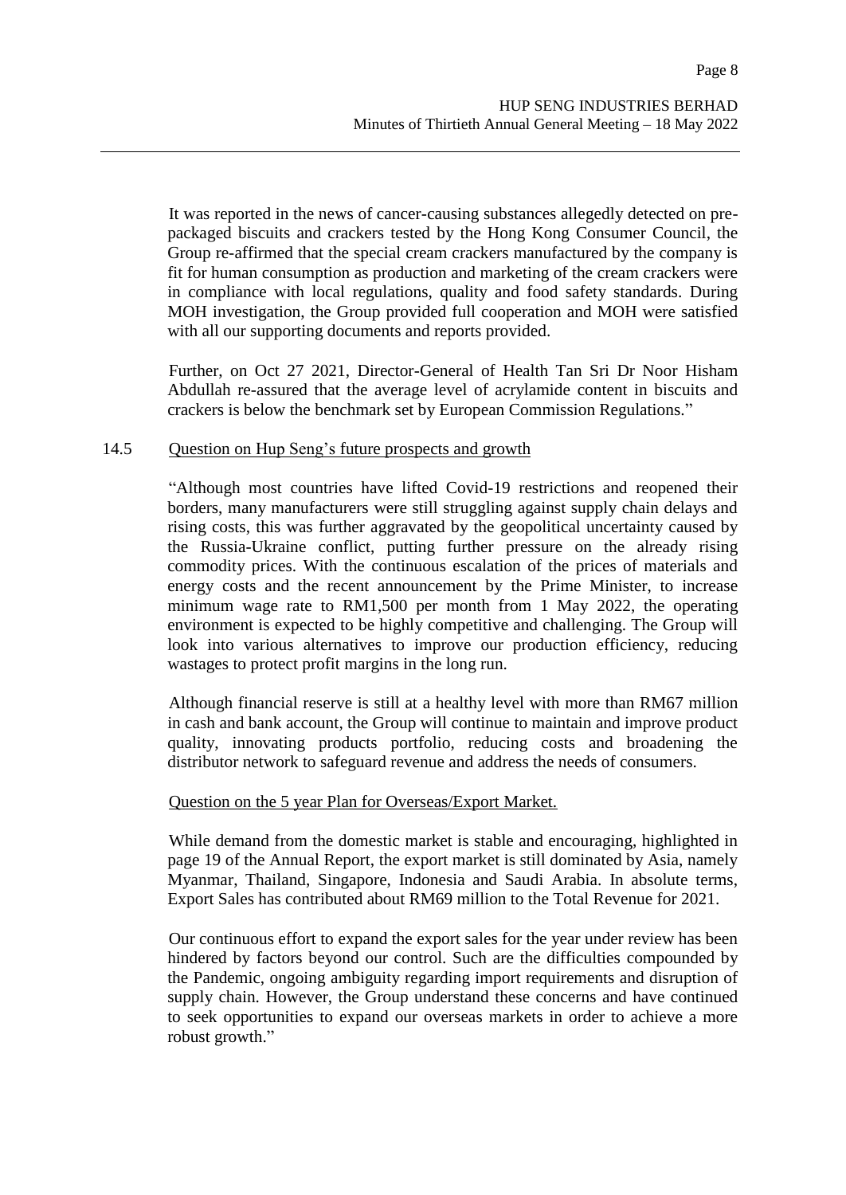It was reported in the news of cancer-causing substances allegedly detected on pre-packaged biscuits and crackers tested by the Hong Kong Consumer Council, the Group re-affirmed that the special cream crackers manufactured by the company is fit for human consumption as production and marketing of the cream crackers were in compliance with local regulations, quality and food safety standards. During MOH investigation, the Group provided full cooperation and MOH were satisfied with all our supporting documents and reports provided.

Further, on Oct 27 2021, Director-General of Health Tan Sri Dr Noor Hisham Abdullah re-assured that the average level of acrylamide content in biscuits and crackers is below the benchmark set by European Commission Regulations."

14.5 <u>Question on Hup Seng's future prospects and growth</u>

"Although most countries have lifted Covid-19 restrictions and reopened their borders, many manufacturers were still struggling against supply chain delays and rising costs, this was further aggravated by the geopolitical uncertainty caused by the Russia-Ukraine conflict, putting further pressure on the already rising commodity prices. With the continuous escalation of the prices of materials and energy costs and the recent announcement by the Prime Minister, to increase minimum wage rate to RM1,500 per month from 1 May 2022, the operating environment is expected to be highly competitive and challenging. The Group will look into various alternatives to improve our production efficiency, reducing wastages to protect profit margins in the long run.

Although financial reserve is still at a healthy level with more than RM67 million in cash and bank account, the Group will continue to maintain and improve product quality, innovating products portfolio, reducing costs and broadening the distributor network to safeguard revenue and address the needs of consumers.

<u>Question on the 5 year Plan for Overseas/Export Market.</u>

While demand from the domestic market is stable and encouraging, highlighted in page 19 of the Annual Report, the export market is still dominated by Asia, namely Myanmar, Thailand, Singapore, Indonesia and Saudi Arabia. In absolute terms, Export Sales has contributed about RM69 million to the Total Revenue for 2021.

Our continuous effort to expand the export sales for the year under review has been hindered by factors beyond our control. Such are the difficulties compounded by the Pandemic, ongoing ambiguity regarding import requirements and disruption of supply chain. However, the Group understand these concerns and have continued to seek opportunities to expand our overseas markets in order to achieve a more robust growth."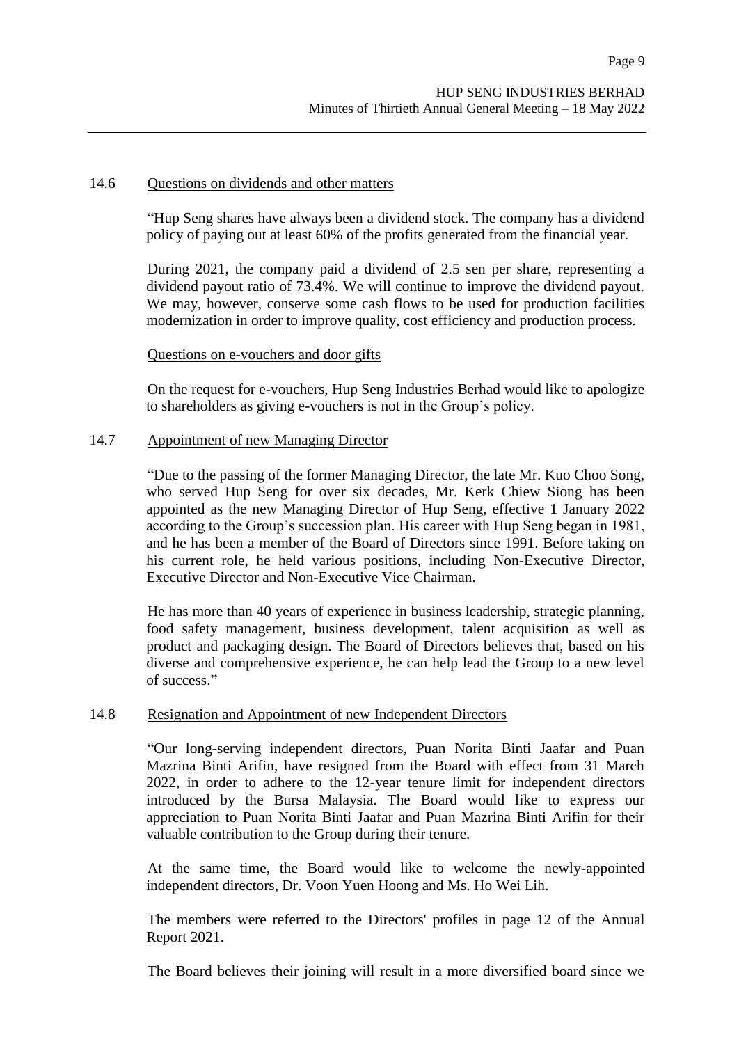14.6 Questions on dividends and other matters

"Hup Seng shares have always been a dividend stock. The company has a dividend policy of paying out at least 60% of the profits generated from the financial year.

During 2021, the company paid a dividend of 2.5 sen per share, representing a dividend payout ratio of 73.4%. We will continue to improve the dividend payout. We may, however, conserve some cash flows to be used for production facilities modernization in order to improve quality, cost efficiency and production process.

Questions on e-vouchers and door gifts

On the request for e-vouchers, Hup Seng Industries Berhad would like to apologize to shareholders as giving e-vouchers is not in the Group's policy.

14.7 Appointment of new Managing Director

"Due to the passing of the former Managing Director, the late Mr. Kuo Choo Song, who served Hup Seng for over six decades, Mr. Kerk Chiew Siong has been appointed as the new Managing Director of Hup Seng, effective 1 January 2022 according to the Group's succession plan. His career with Hup Seng began in 1981, and he has been a member of the Board of Directors since 1991. Before taking on his current role, he held various positions, including Non-Executive Director, Executive Director and Non-Executive Vice Chairman.

He has more than 40 years of experience in business leadership, strategic planning, food safety management, business development, talent acquisition as well as product and packaging design. The Board of Directors believes that, based on his diverse and comprehensive experience, he can help lead the Group to a new level of success."

14.8 Resignation and Appointment of new Independent Directors

"Our long-serving independent directors, Puan Norita Binti Jaafar and Puan Mazrina Binti Arifin, have resigned from the Board with effect from 31 March 2022, in order to adhere to the 12-year tenure limit for independent directors introduced by the Bursa Malaysia. The Board would like to express our appreciation to Puan Norita Binti Jaafar and Puan Mazrina Binti Arifin for their valuable contribution to the Group during their tenure.

At the same time, the Board would like to welcome the newly-appointed independent directors, Dr. Voon Yuen Hoong and Ms. Ho Wei Lih.

The members were referred to the Directors' profiles in page 12 of the Annual Report 2021.

The Board believes their joining will result in a more diversified board since we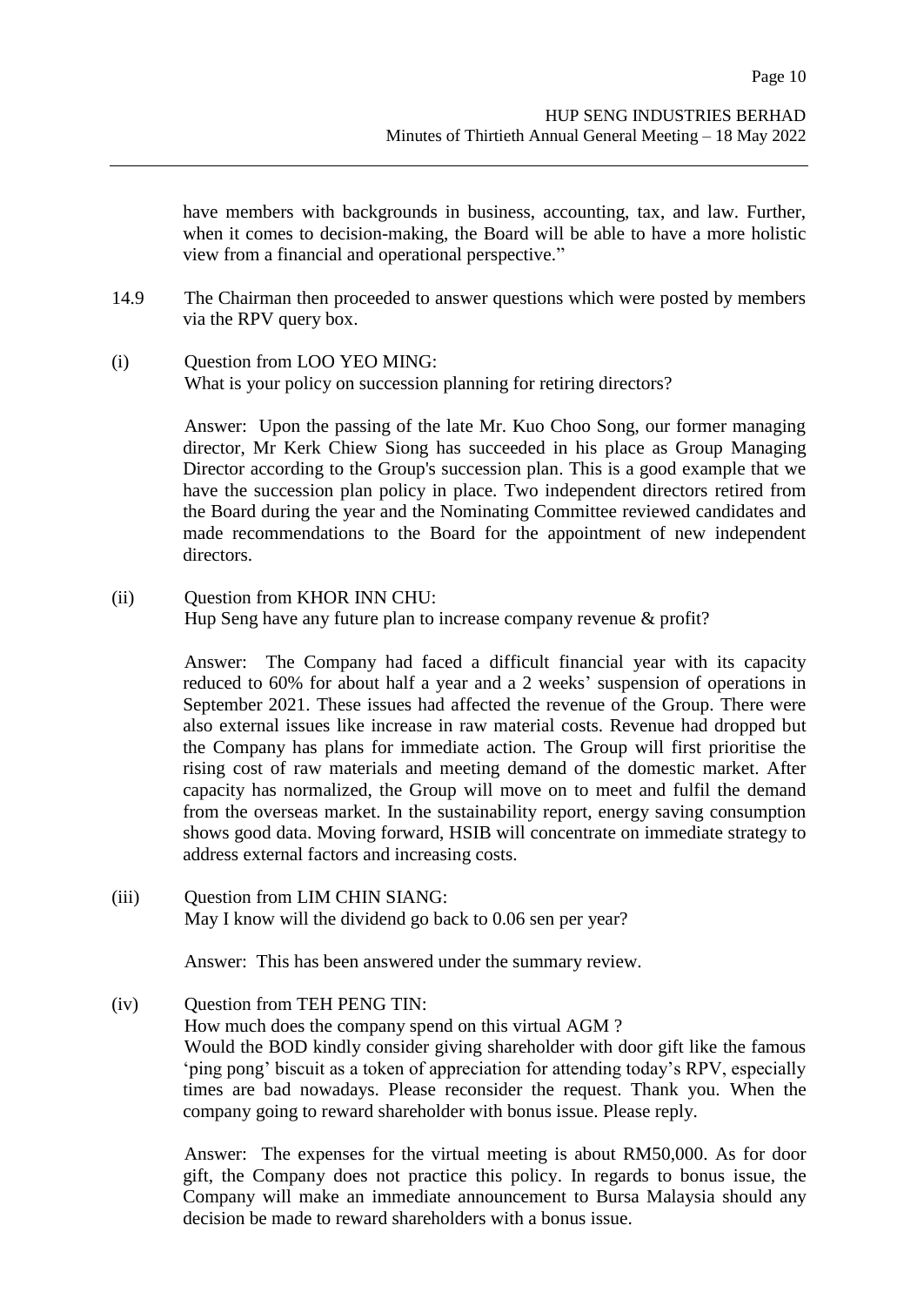have members with backgrounds in business, accounting, tax, and law. Further, when it comes to decision-making, the Board will be able to have a more holistic view from a financial and operational perspective."

14.9 The Chairman then proceeded to answer questions which were posted by members via the RPV query box.

(i) Question from LOO YEO MING:
What is your policy on succession planning for retiring directors?

Answer: Upon the passing of the late Mr. Kuo Choo Song, our former managing director, Mr Kerk Chiew Siong has succeeded in his place as Group Managing Director according to the Group's succession plan. This is a good example that we have the succession plan policy in place. Two independent directors retired from the Board during the year and the Nominating Committee reviewed candidates and made recommendations to the Board for the appointment of new independent directors.

(ii) Question from KHOR INN CHU:
Hup Seng have any future plan to increase company revenue & profit?

Answer: The Company had faced a difficult financial year with its capacity reduced to 60% for about half a year and a 2 weeks' suspension of operations in September 2021. These issues had affected the revenue of the Group. There were also external issues like increase in raw material costs. Revenue had dropped but the Company has plans for immediate action. The Group will first prioritise the rising cost of raw materials and meeting demand of the domestic market. After capacity has normalized, the Group will move on to meet and fulfil the demand from the overseas market. In the sustainability report, energy saving consumption shows good data. Moving forward, HSIB will concentrate on immediate strategy to address external factors and increasing costs.

(iii) Question from LIM CHIN SIANG:
May I know will the dividend go back to 0.06 sen per year?

Answer: This has been answered under the summary review.

(iv) Question from TEH PENG TIN:
How much does the company spend on this virtual AGM ?
Would the BOD kindly consider giving shareholder with door gift like the famous 'ping pong' biscuit as a token of appreciation for attending today's RPV, especially times are bad nowadays. Please reconsider the request. Thank you. When the company going to reward shareholder with bonus issue. Please reply.

Answer: The expenses for the virtual meeting is about RM50,000. As for door gift, the Company does not practice this policy. In regards to bonus issue, the Company will make an immediate announcement to Bursa Malaysia should any decision be made to reward shareholders with a bonus issue.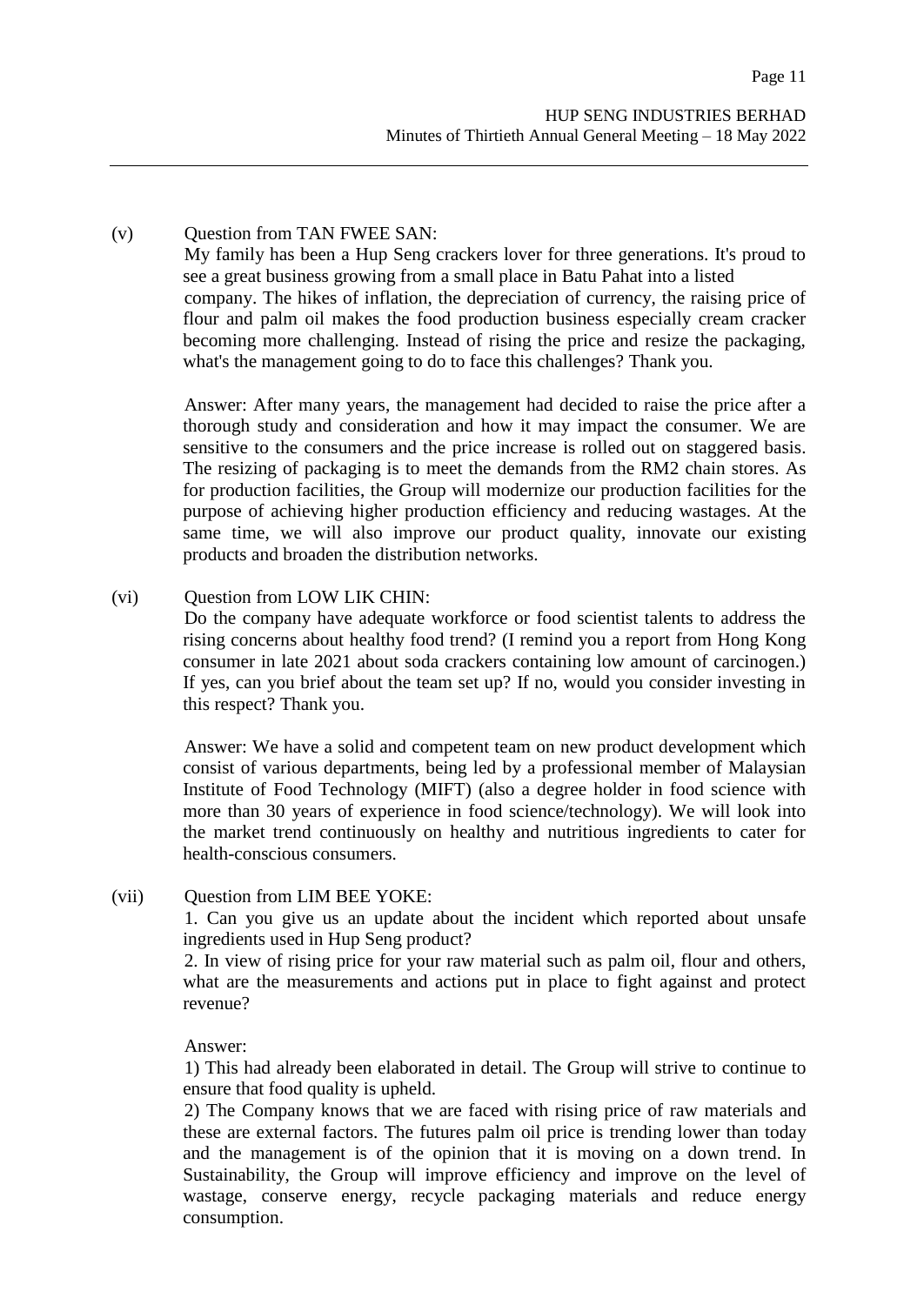(v) Question from TAN FWEE SAN:

My family has been a Hup Seng crackers lover for three generations. It's proud to see a great business growing from a small place in Batu Pahat into a listed company. The hikes of inflation, the depreciation of currency, the raising price of flour and palm oil makes the food production business especially cream cracker becoming more challenging. Instead of rising the price and resize the packaging, what's the management going to do to face this challenges? Thank you.

Answer: After many years, the management had decided to raise the price after a thorough study and consideration and how it may impact the consumer. We are sensitive to the consumers and the price increase is rolled out on staggered basis. The resizing of packaging is to meet the demands from the RM2 chain stores. As for production facilities, the Group will modernize our production facilities for the purpose of achieving higher production efficiency and reducing wastages. At the same time, we will also improve our product quality, innovate our existing products and broaden the distribution networks.

(vi) Question from LOW LIK CHIN:

Do the company have adequate workforce or food scientist talents to address the rising concerns about healthy food trend? (I remind you a report from Hong Kong consumer in late 2021 about soda crackers containing low amount of carcinogen.) If yes, can you brief about the team set up? If no, would you consider investing in this respect? Thank you.

Answer: We have a solid and competent team on new product development which consist of various departments, being led by a professional member of Malaysian Institute of Food Technology (MIFT) (also a degree holder in food science with more than 30 years of experience in food science/technology). We will look into the market trend continuously on healthy and nutritious ingredients to cater for health-conscious consumers.

(vii) Question from LIM BEE YOKE:

1. Can you give us an update about the incident which reported about unsafe ingredients used in Hup Seng product?
2. In view of rising price for your raw material such as palm oil, flour and others, what are the measurements and actions put in place to fight against and protect revenue?

Answer:

1) This had already been elaborated in detail. The Group will strive to continue to ensure that food quality is upheld.
2) The Company knows that we are faced with rising price of raw materials and these are external factors. The futures palm oil price is trending lower than today and the management is of the opinion that it is moving on a down trend. In Sustainability, the Group will improve efficiency and improve on the level of wastage, conserve energy, recycle packaging materials and reduce energy consumption.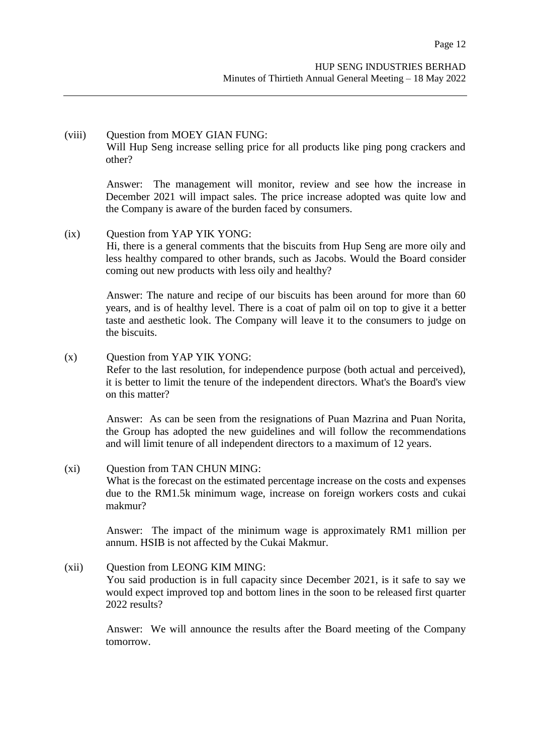(viii) Question from MOEY GIAN FUNG:
Will Hup Seng increase selling price for all products like ping pong crackers and other?

Answer: The management will monitor, review and see how the increase in December 2021 will impact sales. The price increase adopted was quite low and the Company is aware of the burden faced by consumers.

(ix) Question from YAP YIK YONG:
Hi, there is a general comments that the biscuits from Hup Seng are more oily and less healthy compared to other brands, such as Jacobs. Would the Board consider coming out new products with less oily and healthy?

Answer: The nature and recipe of our biscuits has been around for more than 60 years, and is of healthy level. There is a coat of palm oil on top to give it a better taste and aesthetic look. The Company will leave it to the consumers to judge on the biscuits.

(x) Question from YAP YIK YONG:
Refer to the last resolution, for independence purpose (both actual and perceived), it is better to limit the tenure of the independent directors. What's the Board's view on this matter?

Answer: As can be seen from the resignations of Puan Mazrina and Puan Norita, the Group has adopted the new guidelines and will follow the recommendations and will limit tenure of all independent directors to a maximum of 12 years.

(xi) Question from TAN CHUN MING:
What is the forecast on the estimated percentage increase on the costs and expenses due to the RM1.5k minimum wage, increase on foreign workers costs and cukai makmur?

Answer: The impact of the minimum wage is approximately RM1 million per annum. HSIB is not affected by the Cukai Makmur.

(xii) Question from LEONG KIM MING:
You said production is in full capacity since December 2021, is it safe to say we would expect improved top and bottom lines in the soon to be released first quarter 2022 results?

Answer: We will announce the results after the Board meeting of the Company tomorrow.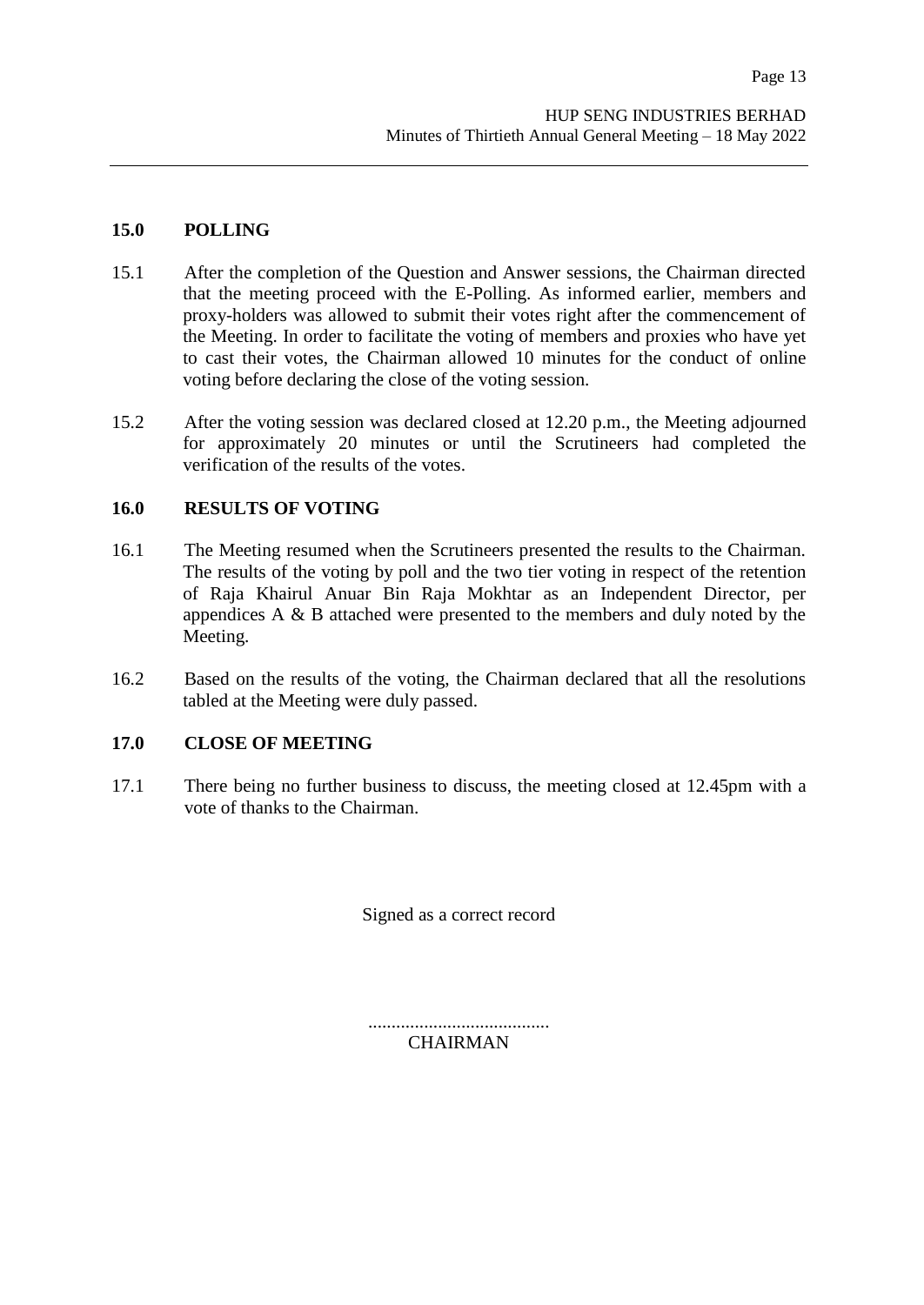## 15.0 POLLING

15.1 After the completion of the Question and Answer sessions, the Chairman directed that the meeting proceed with the E-Polling. As informed earlier, members and proxy-holders was allowed to submit their votes right after the commencement of the Meeting. In order to facilitate the voting of members and proxies who have yet to cast their votes, the Chairman allowed 10 minutes for the conduct of online voting before declaring the close of the voting session.

15.2 After the voting session was declared closed at 12.20 p.m., the Meeting adjourned for approximately 20 minutes or until the Scrutineers had completed the verification of the results of the votes.

## 16.0 RESULTS OF VOTING

16.1 The Meeting resumed when the Scrutineers presented the results to the Chairman. The results of the voting by poll and the two tier voting in respect of the retention of Raja Khairul Anuar Bin Raja Mokhtar as an Independent Director, per appendices A & B attached were presented to the members and duly noted by the Meeting.

16.2 Based on the results of the voting, the Chairman declared that all the resolutions tabled at the Meeting were duly passed.

## 17.0 CLOSE OF MEETING

17.1 There being no further business to discuss, the meeting closed at 12.45pm with a vote of thanks to the Chairman.

Signed as a correct record

.......................................

CHAIRMAN